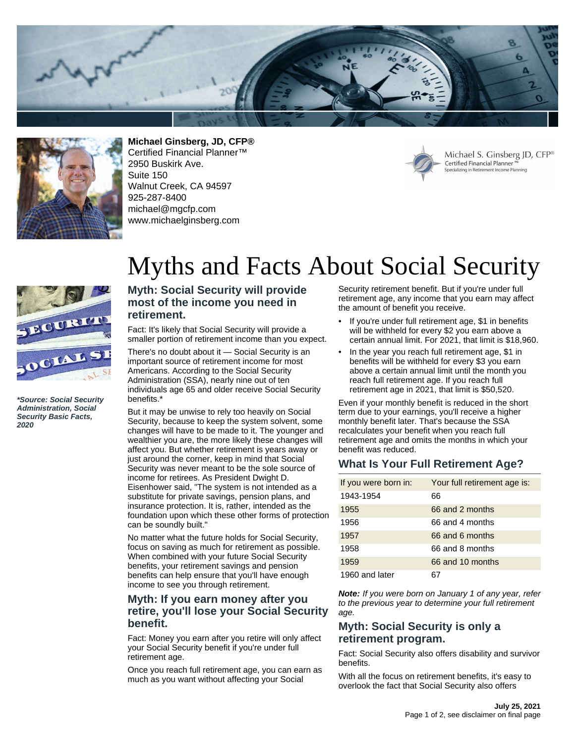**Michael Ginsberg, JD, CFP®**
Certified Financial Planner™
2950 Buskirk Ave.
Suite 150
Walnut Creek, CA 94597
925-287-8400
michael@mgcfp.com
www.michaelginsberg.com

# Myths and Facts About Social Security

***Source: Social Security Administration, Social Security Basic Facts, 2020**

## Myth: Social Security will provide most of the income you need in retirement.

Fact: It's likely that Social Security will provide a smaller portion of retirement income than you expect.

There's no doubt about it — Social Security is an important source of retirement income for most Americans. According to the Social Security Administration (SSA), nearly nine out of ten individuals age 65 and older receive Social Security benefits.*

But it may be unwise to rely too heavily on Social Security, because to keep the system solvent, some changes will have to be made to it. The younger and wealthier you are, the more likely these changes will affect you. But whether retirement is years away or just around the corner, keep in mind that Social Security was never meant to be the sole source of income for retirees. As President Dwight D. Eisenhower said, "The system is not intended as a substitute for private savings, pension plans, and insurance protection. It is, rather, intended as the foundation upon which these other forms of protection can be soundly built."

No matter what the future holds for Social Security, focus on saving as much for retirement as possible. When combined with your future Social Security benefits, your retirement savings and pension benefits can help ensure that you'll have enough income to see you through retirement.

## Myth: If you earn money after you retire, you'll lose your Social Security benefit.

Fact: Money you earn after you retire will only affect your Social Security benefit if you're under full retirement age.

Once you reach full retirement age, you can earn as much as you want without affecting your Social Security retirement benefit. But if you're under full retirement age, any income that you earn may affect the amount of benefit you receive.

- If you're under full retirement age, $1 in benefits will be withheld for every $2 you earn above a certain annual limit. For 2021, that limit is $18,960.
- In the year you reach full retirement age, $1 in benefits will be withheld for every $3 you earn above a certain annual limit until the month you reach full retirement age. If you reach full retirement age in 2021, that limit is $50,520.

Even if your monthly benefit is reduced in the short term due to your earnings, you'll receive a higher monthly benefit later. That's because the SSA recalculates your benefit when you reach full retirement age and omits the months in which your benefit was reduced.

## What Is Your Full Retirement Age?

| If you were born in: | Your full retirement age is: |
| --- | --- |
| 1943-1954 | 66 |
| 1955 | 66 and 2 months |
| 1956 | 66 and 4 months |
| 1957 | 66 and 6 months |
| 1958 | 66 and 8 months |
| 1959 | 66 and 10 months |
| 1960 and later | 67 |

***Note:*** *If you were born on January 1 of any year, refer to the previous year to determine your full retirement age.*

## Myth: Social Security is only a retirement program.

Fact: Social Security also offers disability and survivor benefits.

With all the focus on retirement benefits, it's easy to overlook the fact that Social Security also offers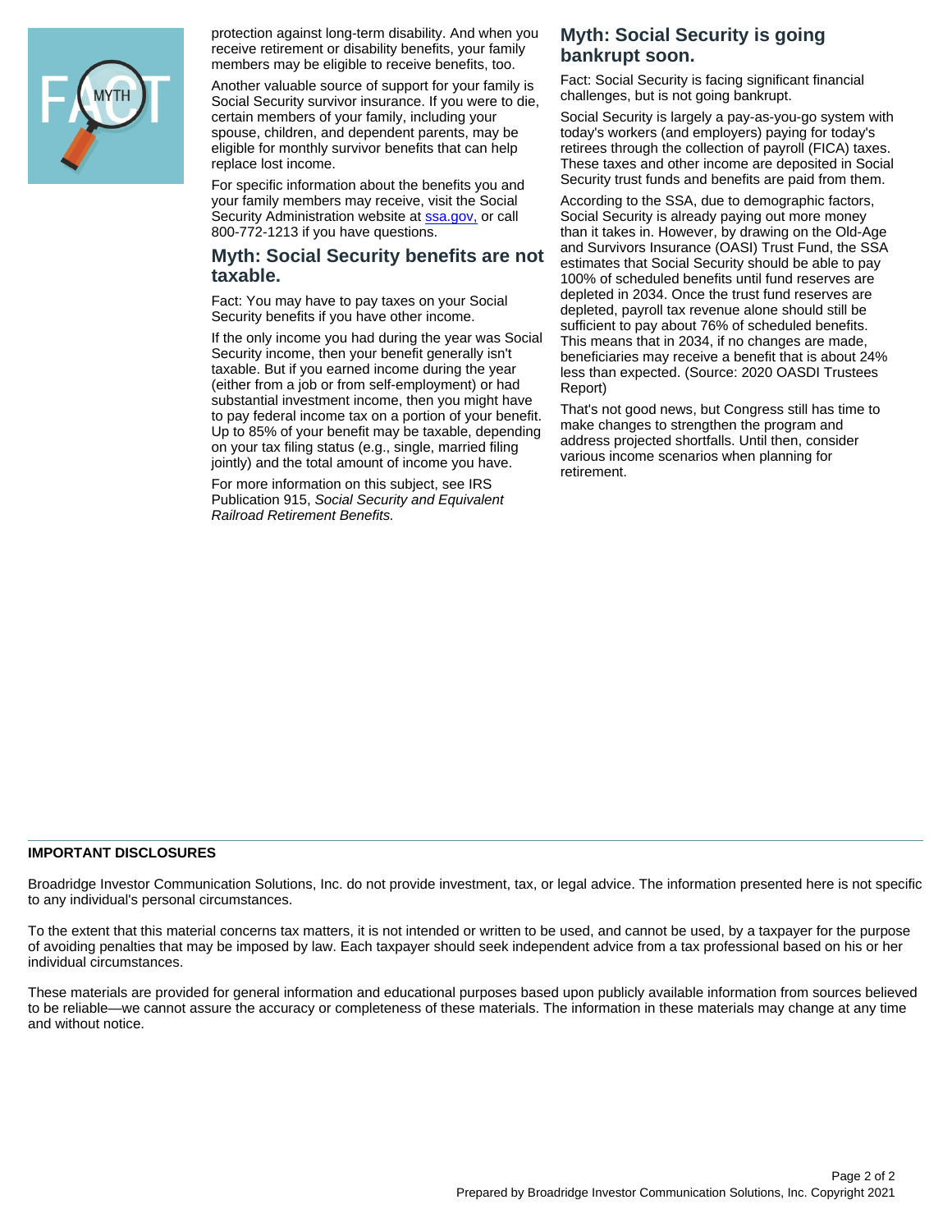protection against long-term disability. And when you receive retirement or disability benefits, your family members may be eligible to receive benefits, too.

Another valuable source of support for your family is Social Security survivor insurance. If you were to die, certain members of your family, including your spouse, children, and dependent parents, may be eligible for monthly survivor benefits that can help replace lost income.

For specific information about the benefits you and your family members may receive, visit the Social Security Administration website at [ssa.gov,](https://ssa.gov) or call 800-772-1213 if you have questions.

## Myth: Social Security benefits are not taxable.

Fact: You may have to pay taxes on your Social Security benefits if you have other income.

If the only income you had during the year was Social Security income, then your benefit generally isn't taxable. But if you earned income during the year (either from a job or from self-employment) or had substantial investment income, then you might have to pay federal income tax on a portion of your benefit. Up to 85% of your benefit may be taxable, depending on your tax filing status (e.g., single, married filing jointly) and the total amount of income you have.

For more information on this subject, see IRS Publication 915, *Social Security and Equivalent Railroad Retirement Benefits.*

## Myth: Social Security is going bankrupt soon.

Fact: Social Security is facing significant financial challenges, but is not going bankrupt.

Social Security is largely a pay-as-you-go system with today's workers (and employers) paying for today's retirees through the collection of payroll (FICA) taxes. These taxes and other income are deposited in Social Security trust funds and benefits are paid from them.

According to the SSA, due to demographic factors, Social Security is already paying out more money than it takes in. However, by drawing on the Old-Age and Survivors Insurance (OASI) Trust Fund, the SSA estimates that Social Security should be able to pay 100% of scheduled benefits until fund reserves are depleted in 2034. Once the trust fund reserves are depleted, payroll tax revenue alone should still be sufficient to pay about 76% of scheduled benefits. This means that in 2034, if no changes are made, beneficiaries may receive a benefit that is about 24% less than expected. (Source: 2020 OASDI Trustees Report)

That's not good news, but Congress still has time to make changes to strengthen the program and address projected shortfalls. Until then, consider various income scenarios when planning for retirement.

**IMPORTANT DISCLOSURES**

Broadridge Investor Communication Solutions, Inc. do not provide investment, tax, or legal advice. The information presented here is not specific to any individual's personal circumstances.

To the extent that this material concerns tax matters, it is not intended or written to be used, and cannot be used, by a taxpayer for the purpose of avoiding penalties that may be imposed by law. Each taxpayer should seek independent advice from a tax professional based on his or her individual circumstances.

These materials are provided for general information and educational purposes based upon publicly available information from sources believed to be reliable—we cannot assure the accuracy or completeness of these materials. The information in these materials may change at any time and without notice.

Prepared by Broadridge Investor Communication Solutions, Inc. Copyright 2021